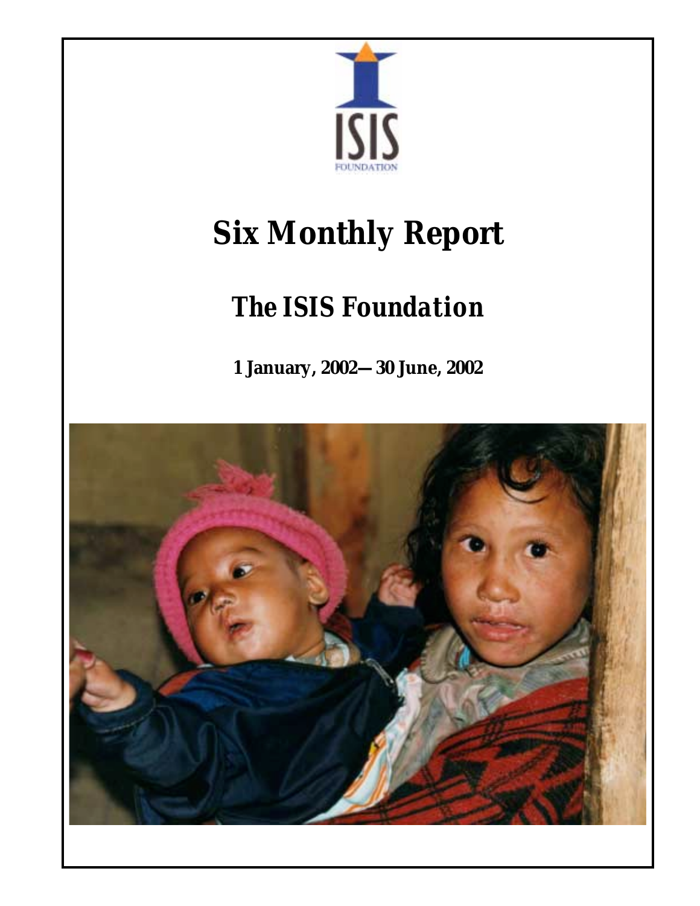ISIS

FOUNDATION

# Six Monthly Report

## *The ISIS Foundation*

**1 January, 2002—30 June, 2002**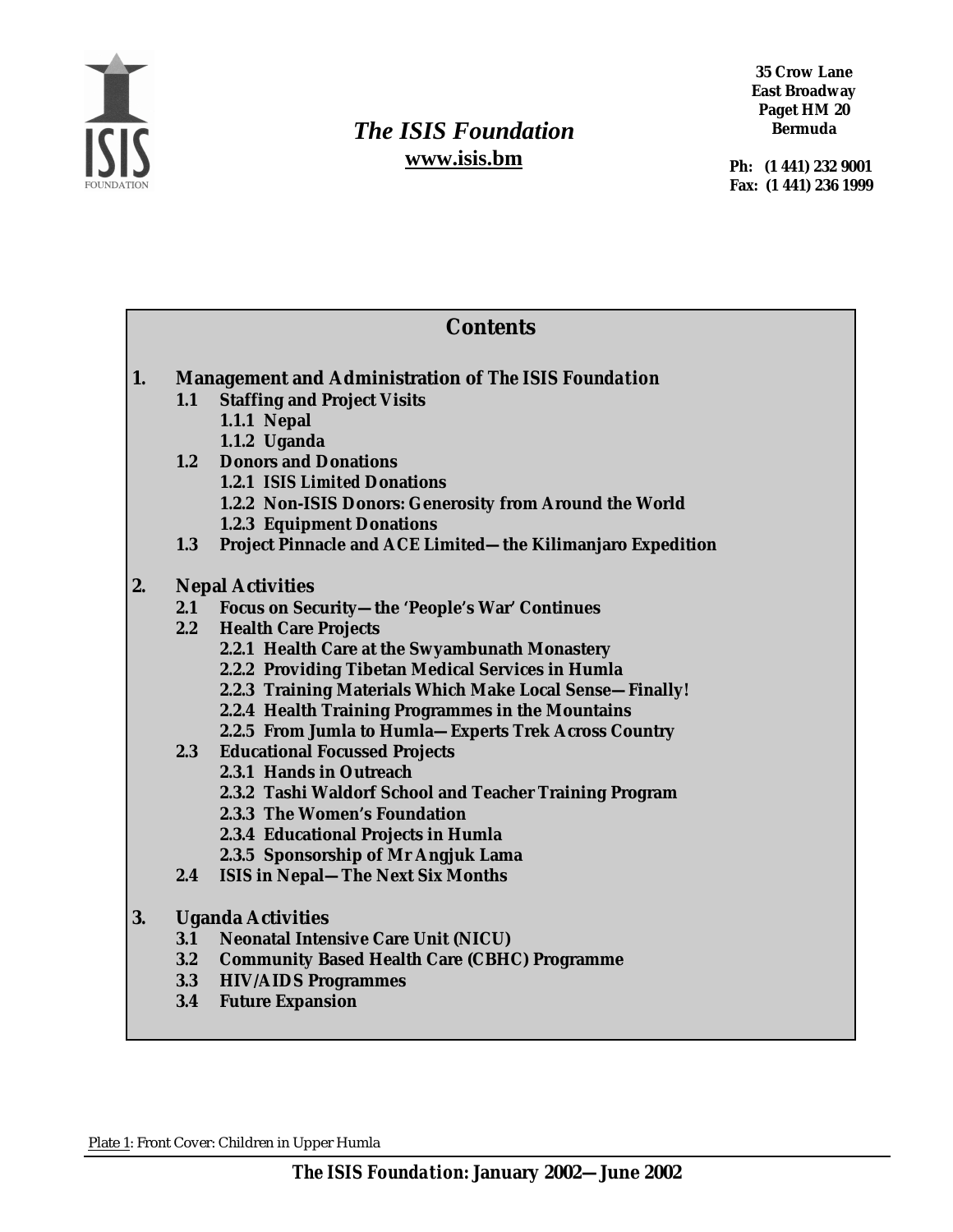# *The ISIS Foundation*

**www.isis.bm**

**35 Crow Lane**
**East Broadway**
**Paget HM 20**
**Bermuda**

**Ph: (1 441) 232 9001**
**Fax: (1 441) 236 1999**

## Contents

**1. Management and Administration of *The ISIS Foundation***
- **1.1 Staffing and Project Visits**
  - **1.1.1 Nepal**
  - **1.1.2 Uganda**
- **1.2 Donors and Donations**
  - **1.2.1 ISIS Limited Donations**
  - **1.2.2 Non-ISIS Donors: Generosity from Around the World**
  - **1.2.3 Equipment Donations**
- **1.3 Project Pinnacle and ACE Limited—the Kilimanjaro Expedition**

**2. Nepal Activities**
- **2.1 Focus on Security—the 'People's War' Continues**
- **2.2 Health Care Projects**
  - **2.2.1 Health Care at the Swyambunath Monastery**
  - **2.2.2 Providing Tibetan Medical Services in Humla**
  - **2.2.3 Training Materials Which Make Local Sense—Finally!**
  - **2.2.4 Health Training Programmes in the Mountains**
  - **2.2.5 From Jumla to Humla—Experts Trek Across Country**
- **2.3 Educational Focussed Projects**
  - **2.3.1 Hands in Outreach**
  - **2.3.2 Tashi Waldorf School and Teacher Training Program**
  - **2.3.3 The Women's Foundation**
  - **2.3.4 Educational Projects in Humla**
  - **2.3.5 Sponsorship of Mr Angjuk Lama**
- **2.4 ISIS in Nepal—The Next Six Months**

**3. Uganda Activities**
- **3.1 Neonatal Intensive Care Unit (NICU)**
- **3.2 Community Based Health Care (CBHC) Programme**
- **3.3 HIV/AIDS Programmes**
- **3.4 Future Expansion**

Plate 1: Front Cover: Children in Upper Humla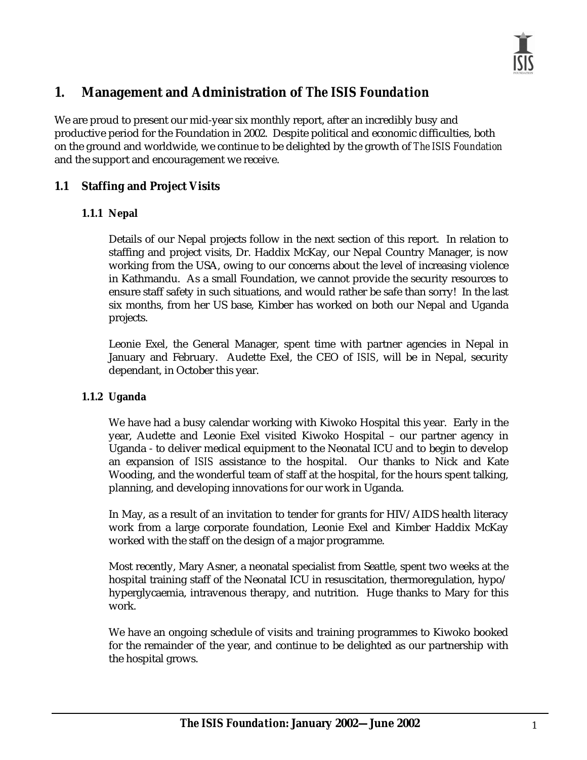# 1. Management and Administration of *The ISIS Foundation*

We are proud to present our mid-year six monthly report, after an incredibly busy and productive period for the Foundation in 2002. Despite political and economic difficulties, both on the ground and worldwide, we continue to be delighted by the growth of *The ISIS Foundation* and the support and encouragement we receive.

## 1.1 Staffing and Project Visits

### 1.1.1 Nepal

Details of our Nepal projects follow in the next section of this report. In relation to staffing and project visits, Dr. Haddix McKay, our Nepal Country Manager, is now working from the USA, owing to our concerns about the level of increasing violence in Kathmandu. As a small Foundation, we cannot provide the security resources to ensure staff safety in such situations, and would rather be safe than sorry! In the last six months, from her US base, Kimber has worked on both our Nepal and Uganda projects.

Leonie Exel, the General Manager, spent time with partner agencies in Nepal in January and February. Audette Exel, the CEO of *ISIS*, will be in Nepal, security dependant, in October this year.

### 1.1.2 Uganda

We have had a busy calendar working with Kiwoko Hospital this year. Early in the year, Audette and Leonie Exel visited Kiwoko Hospital – our partner agency in Uganda - to deliver medical equipment to the Neonatal ICU and to begin to develop an expansion of *ISIS* assistance to the hospital. Our thanks to Nick and Kate Wooding, and the wonderful team of staff at the hospital, for the hours spent talking, planning, and developing innovations for our work in Uganda.

In May, as a result of an invitation to tender for grants for HIV/AIDS health literacy work from a large corporate foundation, Leonie Exel and Kimber Haddix McKay worked with the staff on the design of a major programme.

Most recently, Mary Asner, a neonatal specialist from Seattle, spent two weeks at the hospital training staff of the Neonatal ICU in resuscitation, thermoregulation, hypo/hyperglycaemia, intravenous therapy, and nutrition. Huge thanks to Mary for this work.

We have an ongoing schedule of visits and training programmes to Kiwoko booked for the remainder of the year, and continue to be delighted as our partnership with the hospital grows.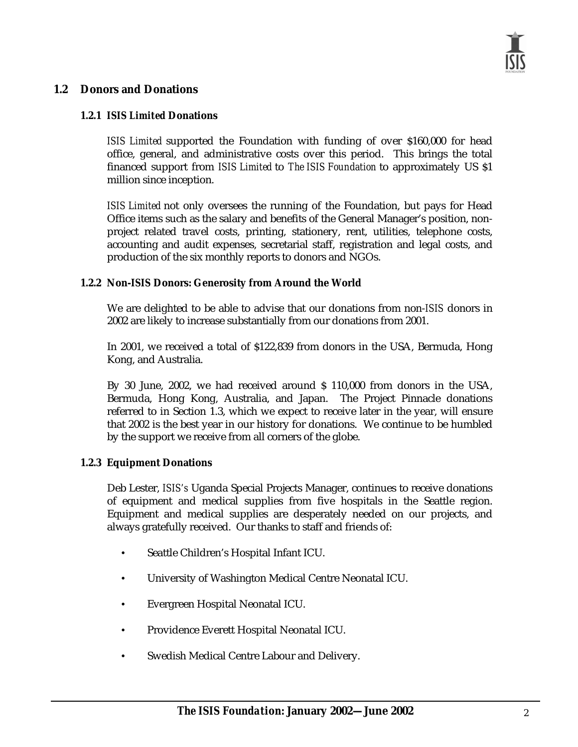## 1.2 Donors and Donations

### 1.2.1 *ISIS Limited* Donations

*ISIS Limited* supported the Foundation with funding of over $160,000 for head office, general, and administrative costs over this period. This brings the total financed support from *ISIS Limited* to *The ISIS Foundation* to approximately US $1 million since inception.

*ISIS Limited* not only oversees the running of the Foundation, but pays for Head Office items such as the salary and benefits of the General Manager's position, non-project related travel costs, printing, stationery, rent, utilities, telephone costs, accounting and audit expenses, secretarial staff, registration and legal costs, and production of the six monthly reports to donors and NGOs.

### 1.2.2 Non-*ISIS* Donors: Generosity from Around the World

We are delighted to be able to advise that our donations from non-*ISIS* donors in 2002 are likely to increase substantially from our donations from 2001.

In 2001, we received a total of $122,839 from donors in the USA, Bermuda, Hong Kong, and Australia.

By 30 June, 2002, we had received around $ 110,000 from donors in the USA, Bermuda, Hong Kong, Australia, and Japan. The Project Pinnacle donations referred to in Section 1.3, which we expect to receive later in the year, will ensure that 2002 is the best year in our history for donations. We continue to be humbled by the support we receive from all corners of the globe.

### 1.2.3 Equipment Donations

Deb Lester, *ISIS's* Uganda Special Projects Manager, continues to receive donations of equipment and medical supplies from five hospitals in the Seattle region. Equipment and medical supplies are desperately needed on our projects, and always gratefully received. Our thanks to staff and friends of:

- Seattle Children's Hospital Infant ICU.
- University of Washington Medical Centre Neonatal ICU.
- Evergreen Hospital Neonatal ICU.
- Providence Everett Hospital Neonatal ICU.
- Swedish Medical Centre Labour and Delivery.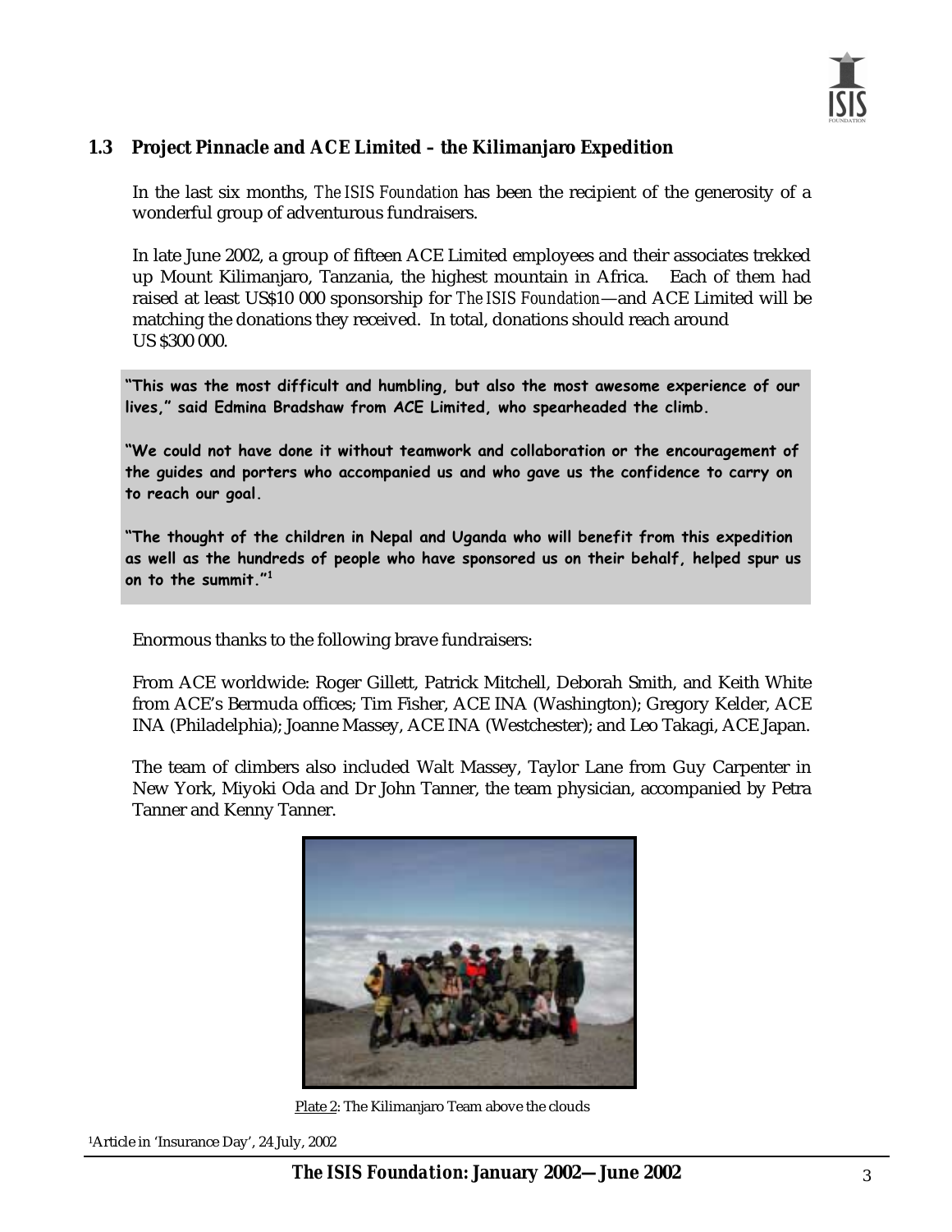## 1.3 Project Pinnacle and ACE Limited – the Kilimanjaro Expedition

In the last six months, *The ISIS Foundation* has been the recipient of the generosity of a wonderful group of adventurous fundraisers.

In late June 2002, a group of fifteen ACE Limited employees and their associates trekked up Mount Kilimanjaro, Tanzania, the highest mountain in Africa. Each of them had raised at least US$10 000 sponsorship for *The ISIS Foundation*—and ACE Limited will be matching the donations they received. In total, donations should reach around US $300 000.

> **"This was the most difficult and humbling, but also the most awesome experience of our lives," said Edmina Bradshaw from ACE Limited, who spearheaded the climb.**
>
> **"We could not have done it without teamwork and collaboration or the encouragement of the guides and porters who accompanied us and who gave us the confidence to carry on to reach our goal.**
>
> **"The thought of the children in Nepal and Uganda who will benefit from this expedition as well as the hundreds of people who have sponsored us on their behalf, helped spur us on to the summit."[1]**

Enormous thanks to the following brave fundraisers:

From ACE worldwide: Roger Gillett, Patrick Mitchell, Deborah Smith, and Keith White from ACE's Bermuda offices; Tim Fisher, ACE INA (Washington); Gregory Kelder, ACE INA (Philadelphia); Joanne Massey, ACE INA (Westchester); and Leo Takagi, ACE Japan.

The team of climbers also included Walt Massey, Taylor Lane from Guy Carpenter in New York, Miyoki Oda and Dr John Tanner, the team physician, accompanied by Petra Tanner and Kenny Tanner.

Plate 2: The Kilimanjaro Team above the clouds

[1]Article in 'Insurance Day', 24 July, 2002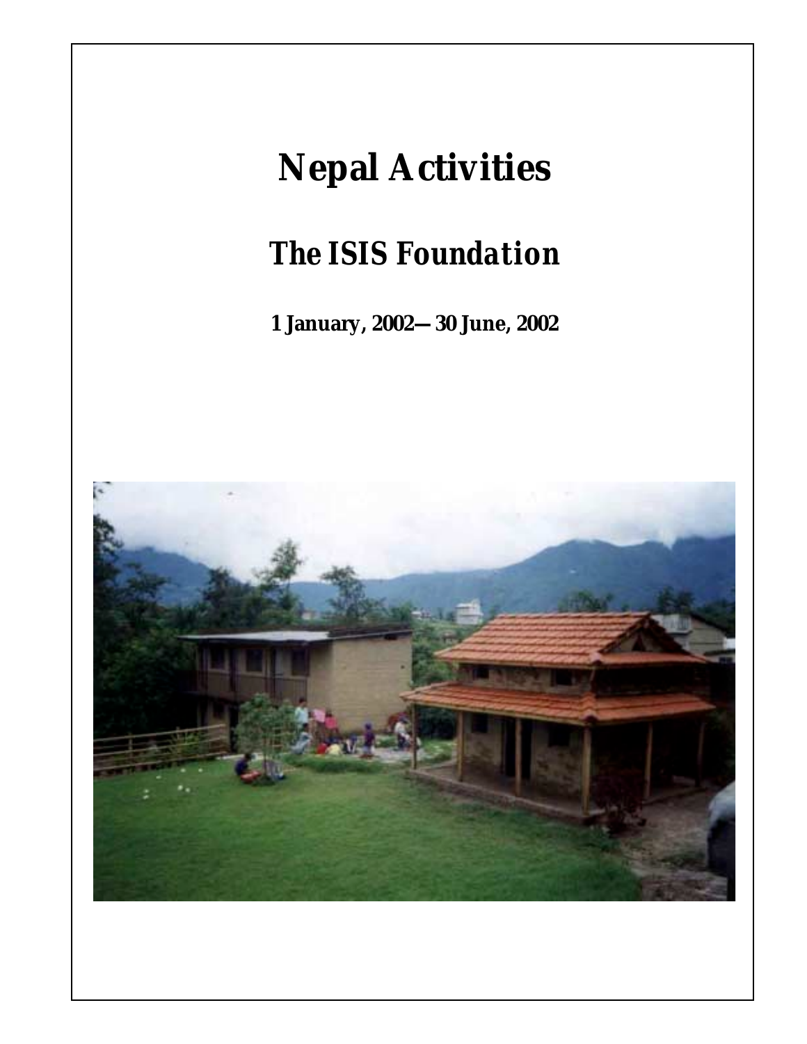# Nepal Activities

## The ISIS Foundation

**1 January, 2002—30 June, 2002**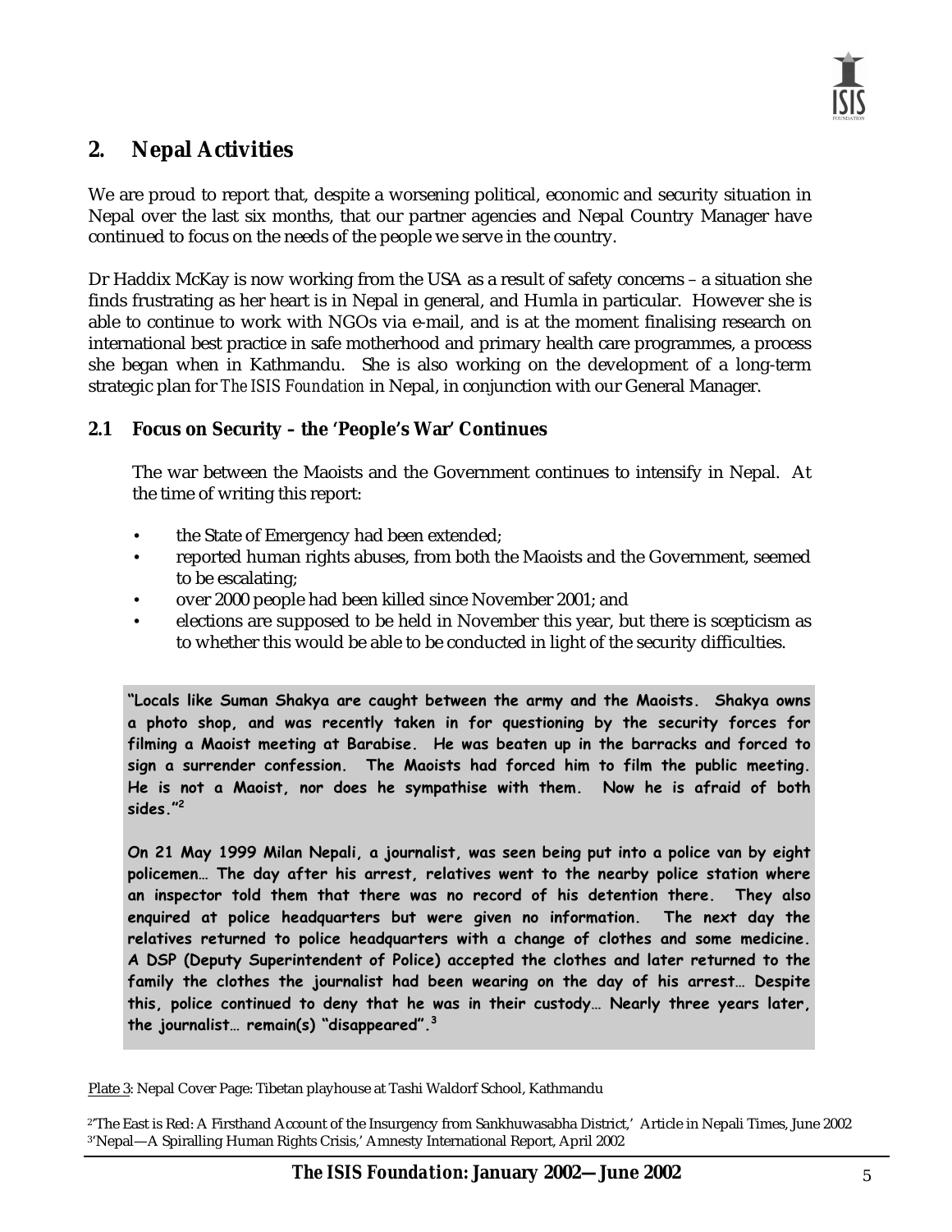## 2. Nepal Activities

We are proud to report that, despite a worsening political, economic and security situation in Nepal over the last six months, that our partner agencies and Nepal Country Manager have continued to focus on the needs of the people we serve in the country.

Dr Haddix McKay is now working from the USA as a result of safety concerns – a situation she finds frustrating as her heart is in Nepal in general, and Humla in particular. However she is able to continue to work with NGOs via e-mail, and is at the moment finalising research on international best practice in safe motherhood and primary health care programmes, a process she began when in Kathmandu. She is also working on the development of a long-term strategic plan for *The ISIS Foundation* in Nepal, in conjunction with our General Manager.

### 2.1 Focus on Security – the 'People's War' Continues

The war between the Maoists and the Government continues to intensify in Nepal. At the time of writing this report:

- the State of Emergency had been extended;
- reported human rights abuses, from both the Maoists and the Government, seemed to be escalating;
- over 2000 people had been killed since November 2001; and
- elections are supposed to be held in November this year, but there is scepticism as to whether this would be able to be conducted in light of the security difficulties.

**"Locals like Suman Shakya are caught between the army and the Maoists. Shakya owns a photo shop, and was recently taken in for questioning by the security forces for filming a Maoist meeting at Barabise. He was beaten up in the barracks and forced to sign a surrender confession. The Maoists had forced him to film the public meeting. He is not a Maoist, nor does he sympathise with them. Now he is afraid of both sides."[2]**

**On 21 May 1999 Milan Nepali, a journalist, was seen being put into a police van by eight policemen… The day after his arrest, relatives went to the nearby police station where an inspector told them that there was no record of his detention there. They also enquired at police headquarters but were given no information. The next day the relatives returned to police headquarters with a change of clothes and some medicine. A DSP (Deputy Superintendent of Police) accepted the clothes and later returned to the family the clothes the journalist had been wearing on the day of his arrest… Despite this, police continued to deny that he was in their custody… Nearly three years later, the journalist… remain(s) "disappeared".[3]**

Plate 3: Nepal Cover Page: Tibetan playhouse at Tashi Waldorf School, Kathmandu

[2] 'The East is Red: A Firsthand Account of the Insurgency from Sankhuwasabha District,' Article in Nepali Times, June 2002
[3] 'Nepal—A Spiralling Human Rights Crisis,' Amnesty International Report, April 2002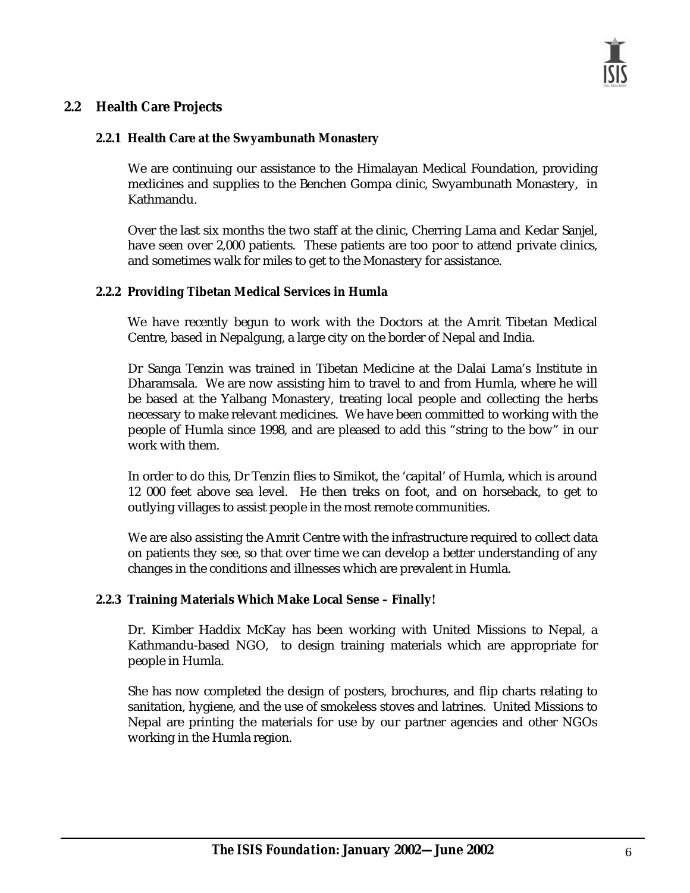## 2.2 Health Care Projects

### 2.2.1 Health Care at the Swyambunath Monastery

We are continuing our assistance to the Himalayan Medical Foundation, providing medicines and supplies to the Benchen Gompa clinic, Swyambunath Monastery, in Kathmandu.

Over the last six months the two staff at the clinic, Cherring Lama and Kedar Sanjel, have seen over 2,000 patients. These patients are too poor to attend private clinics, and sometimes walk for miles to get to the Monastery for assistance.

### 2.2.2 Providing Tibetan Medical Services in Humla

We have recently begun to work with the Doctors at the Amrit Tibetan Medical Centre, based in Nepalgung, a large city on the border of Nepal and India.

Dr Sanga Tenzin was trained in Tibetan Medicine at the Dalai Lama's Institute in Dharamsala. We are now assisting him to travel to and from Humla, where he will be based at the Yalbang Monastery, treating local people and collecting the herbs necessary to make relevant medicines. We have been committed to working with the people of Humla since 1998, and are pleased to add this "string to the bow" in our work with them.

In order to do this, Dr Tenzin flies to Simikot, the 'capital' of Humla, which is around 12 000 feet above sea level. He then treks on foot, and on horseback, to get to outlying villages to assist people in the most remote communities.

We are also assisting the Amrit Centre with the infrastructure required to collect data on patients they see, so that over time we can develop a better understanding of any changes in the conditions and illnesses which are prevalent in Humla.

### 2.2.3 Training Materials Which Make Local Sense – Finally!

Dr. Kimber Haddix McKay has been working with United Missions to Nepal, a Kathmandu-based NGO, to design training materials which are appropriate for people in Humla.

She has now completed the design of posters, brochures, and flip charts relating to sanitation, hygiene, and the use of smokeless stoves and latrines. United Missions to Nepal are printing the materials for use by our partner agencies and other NGOs working in the Humla region.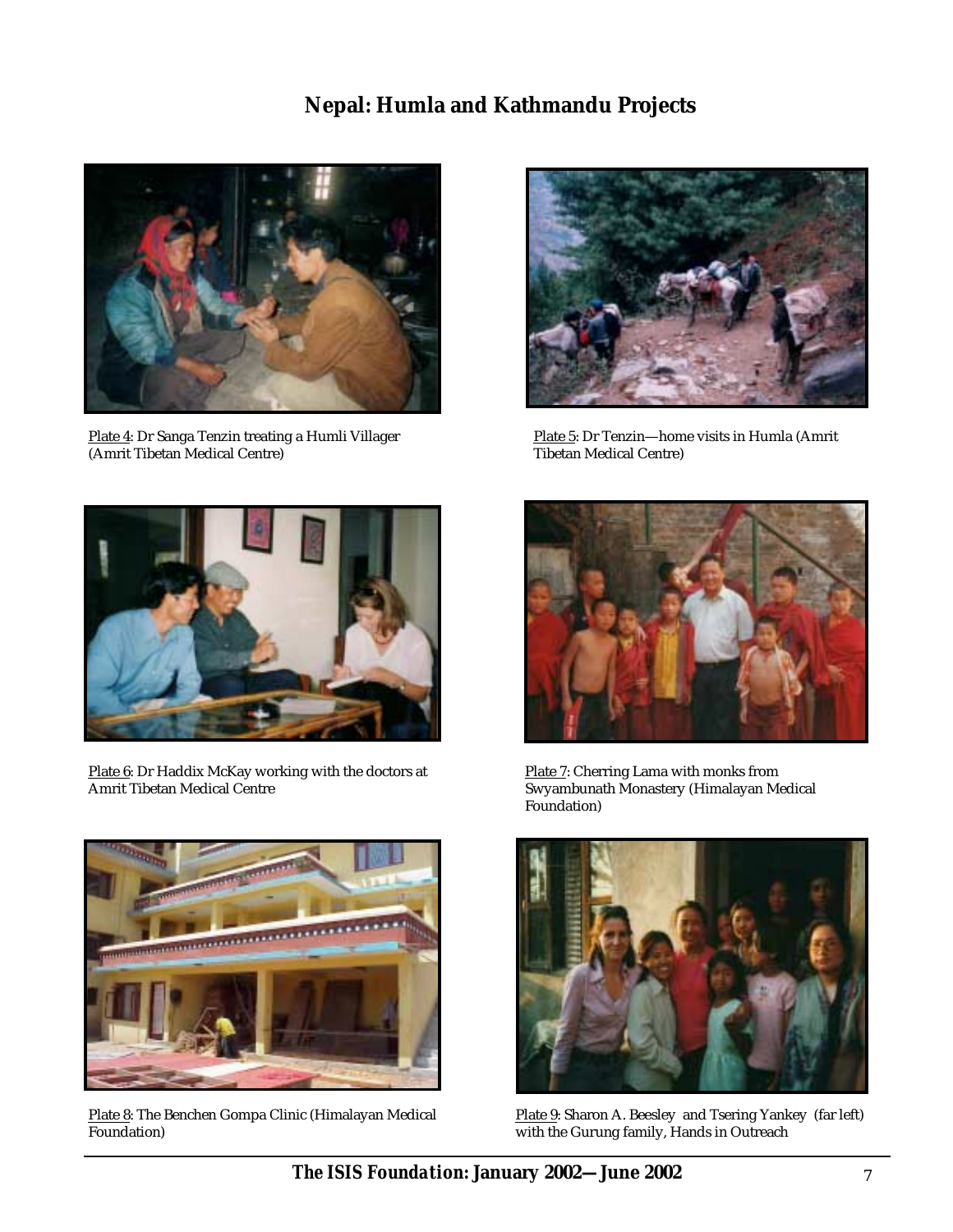# Nepal: Humla and Kathmandu Projects

Plate 4: Dr Sanga Tenzin treating a Humli Villager (Amrit Tibetan Medical Centre)

Plate 5: Dr Tenzin—home visits in Humla (Amrit Tibetan Medical Centre)

Plate 6: Dr Haddix McKay working with the doctors at Amrit Tibetan Medical Centre

Plate 7: Cherring Lama with monks from Swyambunath Monastery (Himalayan Medical Foundation)

Plate 8: The Benchen Gompa Clinic (Himalayan Medical Foundation)

Plate 9: Sharon A. Beesley and Tsering Yankey (far left) with the Gurung family, Hands in Outreach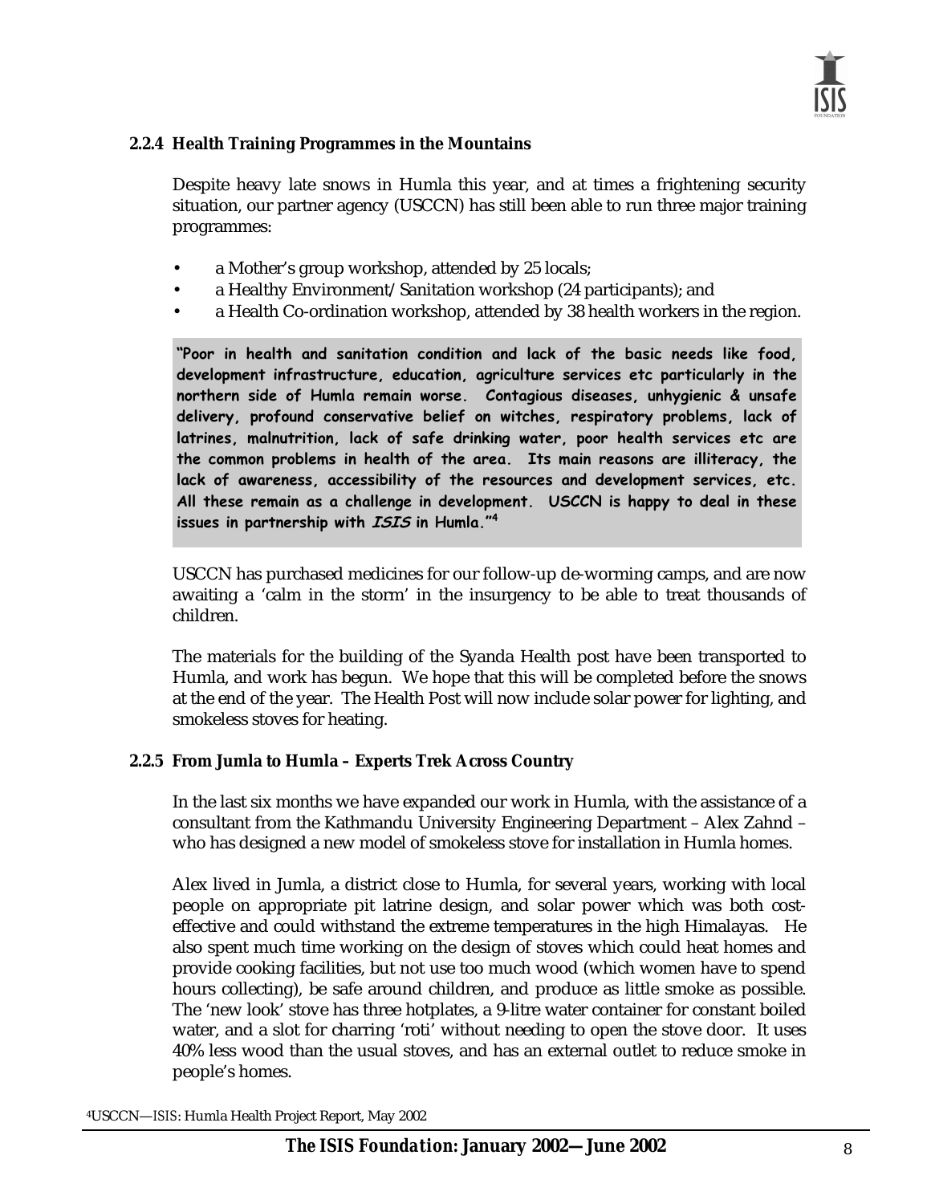### 2.2.4 Health Training Programmes in the Mountains

Despite heavy late snows in Humla this year, and at times a frightening security situation, our partner agency (USCCN) has still been able to run three major training programmes:

- a Mother's group workshop, attended by 25 locals;
- a Healthy Environment/Sanitation workshop (24 participants); and
- a Health Co-ordination workshop, attended by 38 health workers in the region.

> **"Poor in health and sanitation condition and lack of the basic needs like food, development infrastructure, education, agriculture services etc particularly in the northern side of Humla remain worse. Contagious diseases, unhygienic & unsafe delivery, profound conservative belief on witches, respiratory problems, lack of latrines, malnutrition, lack of safe drinking water, poor health services etc are the common problems in health of the area. Its main reasons are illiteracy, the lack of awareness, accessibility of the resources and development services, etc. All these remain as a challenge in development. USCCN is happy to deal in these issues in partnership with *ISIS* in Humla."[4]**

USCCN has purchased medicines for our follow-up de-worming camps, and are now awaiting a 'calm in the storm' in the insurgency to be able to treat thousands of children.

The materials for the building of the Syanda Health post have been transported to Humla, and work has begun. We hope that this will be completed before the snows at the end of the year. The Health Post will now include solar power for lighting, and smokeless stoves for heating.

### 2.2.5 From Jumla to Humla – Experts Trek Across Country

In the last six months we have expanded our work in Humla, with the assistance of a consultant from the Kathmandu University Engineering Department – Alex Zahnd – who has designed a new model of smokeless stove for installation in Humla homes.

Alex lived in Jumla, a district close to Humla, for several years, working with local people on appropriate pit latrine design, and solar power which was both cost-effective and could withstand the extreme temperatures in the high Himalayas. He also spent much time working on the design of stoves which could heat homes and provide cooking facilities, but not use too much wood (which women have to spend hours collecting), be safe around children, and produce as little smoke as possible. The 'new look' stove has three hotplates, a 9-litre water container for constant boiled water, and a slot for charring 'roti' without needing to open the stove door. It uses 40% less wood than the usual stoves, and has an external outlet to reduce smoke in people's homes.

[4] USCCN—ISIS: Humla Health Project Report, May 2002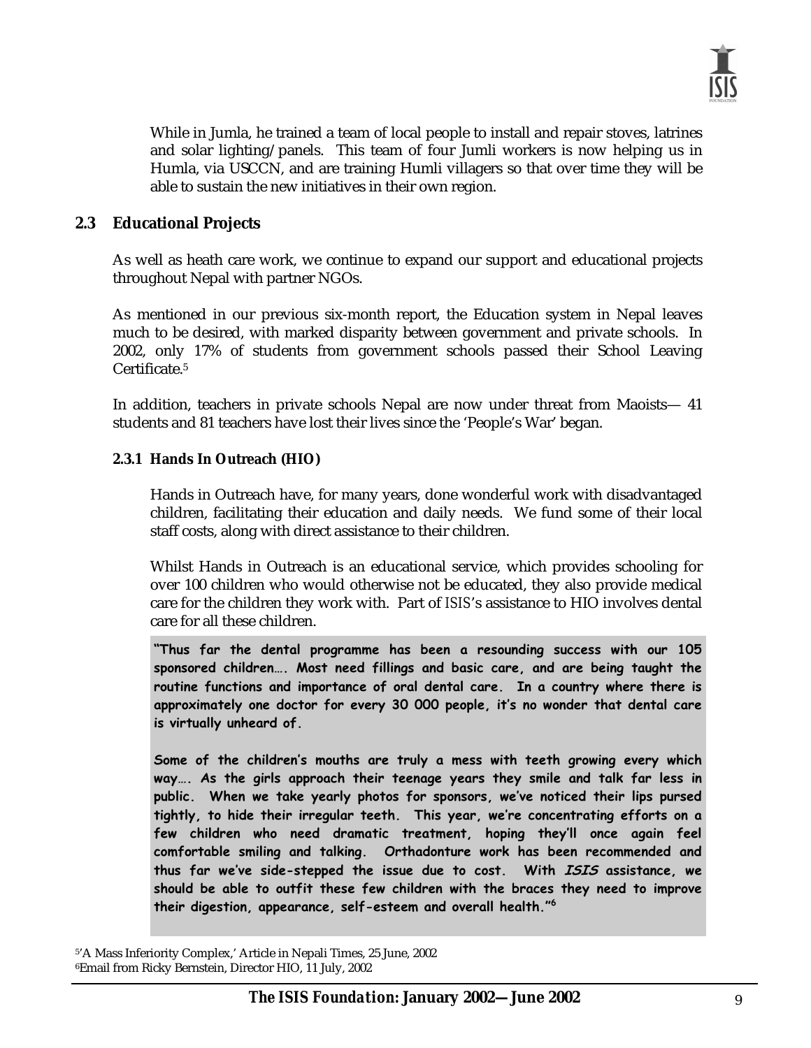While in Jumla, he trained a team of local people to install and repair stoves, latrines and solar lighting/panels. This team of four Jumli workers is now helping us in Humla, via USCCN, and are training Humli villagers so that over time they will be able to sustain the new initiatives in their own region.

## 2.3 Educational Projects

As well as heath care work, we continue to expand our support and educational projects throughout Nepal with partner NGOs.

As mentioned in our previous six-month report, the Education system in Nepal leaves much to be desired, with marked disparity between government and private schools. In 2002, only 17% of students from government schools passed their School Leaving Certificate.[5]

In addition, teachers in private schools Nepal are now under threat from Maoists— 41 students and 81 teachers have lost their lives since the 'People's War' began.

### 2.3.1 Hands In Outreach (HIO)

Hands in Outreach have, for many years, done wonderful work with disadvantaged children, facilitating their education and daily needs. We fund some of their local staff costs, along with direct assistance to their children.

Whilst Hands in Outreach is an educational service, which provides schooling for over 100 children who would otherwise not be educated, they also provide medical care for the children they work with. Part of ISIS's assistance to HIO involves dental care for all these children.

> **"Thus far the dental programme has been a resounding success with our 105 sponsored children…. Most need fillings and basic care, and are being taught the routine functions and importance of oral dental care. In a country where there is approximately one doctor for every 30 000 people, it's no wonder that dental care is virtually unheard of.**
>
> **Some of the children's mouths are truly a mess with teeth growing every which way…. As the girls approach their teenage years they smile and talk far less in public. When we take yearly photos for sponsors, we've noticed their lips pursed tightly, to hide their irregular teeth. This year, we're concentrating efforts on a few children who need dramatic treatment, hoping they'll once again feel comfortable smiling and talking. Orthadonture work has been recommended and thus far we've side-stepped the issue due to cost. With *ISIS* assistance, we should be able to outfit these few children with the braces they need to improve their digestion, appearance, self-esteem and overall health."[6]**

[5] 'A Mass Inferiority Complex,' Article in Nepali Times, 25 June, 2002

[6] Email from Ricky Bernstein, Director HIO, 11 July, 2002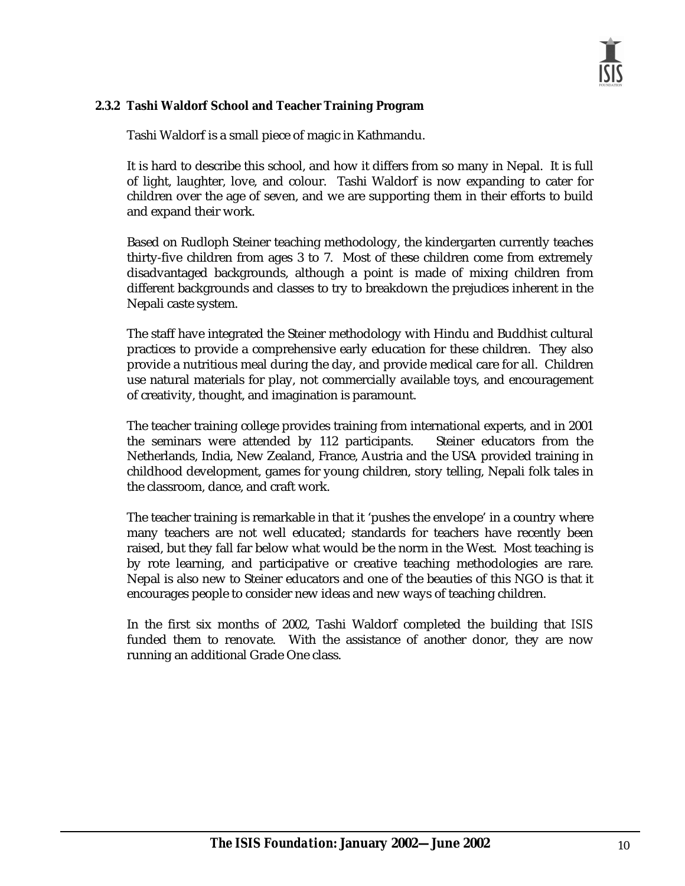### 2.3.2 Tashi Waldorf School and Teacher Training Program

Tashi Waldorf is a small piece of magic in Kathmandu.

It is hard to describe this school, and how it differs from so many in Nepal. It is full of light, laughter, love, and colour. Tashi Waldorf is now expanding to cater for children over the age of seven, and we are supporting them in their efforts to build and expand their work.

Based on Rudloph Steiner teaching methodology, the kindergarten currently teaches thirty-five children from ages 3 to 7. Most of these children come from extremely disadvantaged backgrounds, although a point is made of mixing children from different backgrounds and classes to try to breakdown the prejudices inherent in the Nepali caste system.

The staff have integrated the Steiner methodology with Hindu and Buddhist cultural practices to provide a comprehensive early education for these children. They also provide a nutritious meal during the day, and provide medical care for all. Children use natural materials for play, not commercially available toys, and encouragement of creativity, thought, and imagination is paramount.

The teacher training college provides training from international experts, and in 2001 the seminars were attended by 112 participants. Steiner educators from the Netherlands, India, New Zealand, France, Austria and the USA provided training in childhood development, games for young children, story telling, Nepali folk tales in the classroom, dance, and craft work.

The teacher training is remarkable in that it 'pushes the envelope' in a country where many teachers are not well educated; standards for teachers have recently been raised, but they fall far below what would be the norm in the West. Most teaching is by rote learning, and participative or creative teaching methodologies are rare. Nepal is also new to Steiner educators and one of the beauties of this NGO is that it encourages people to consider new ideas and new ways of teaching children.

In the first six months of 2002, Tashi Waldorf completed the building that ISIS funded them to renovate. With the assistance of another donor, they are now running an additional Grade One class.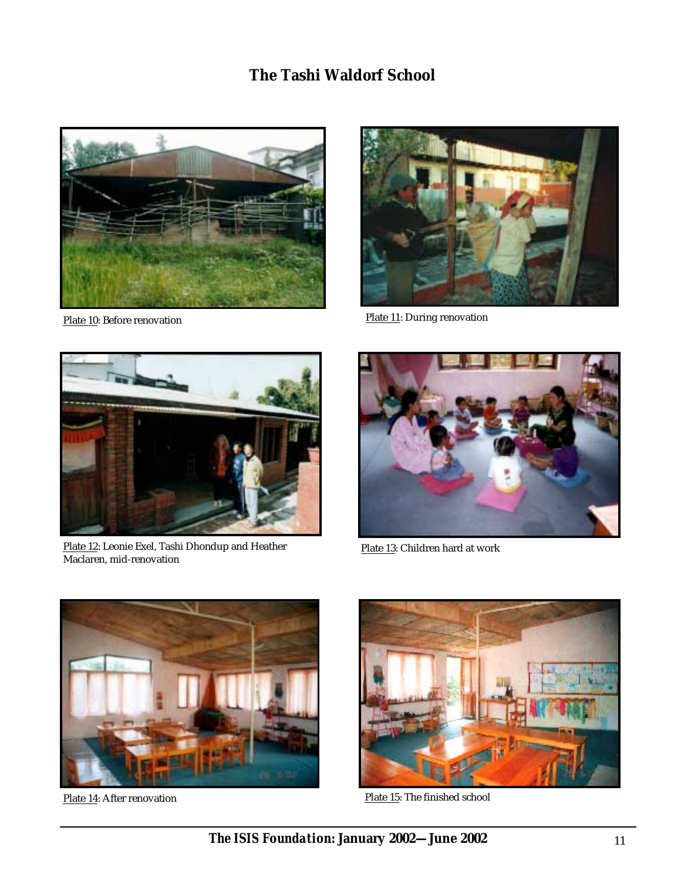# The Tashi Waldorf School

Plate 10: Before renovation

Plate 11: During renovation

Plate 12: Leonie Exel, Tashi Dhondup and Heather Maclaren, mid-renovation

Plate 13: Children hard at work

Plate 14: After renovation

Plate 15: The finished school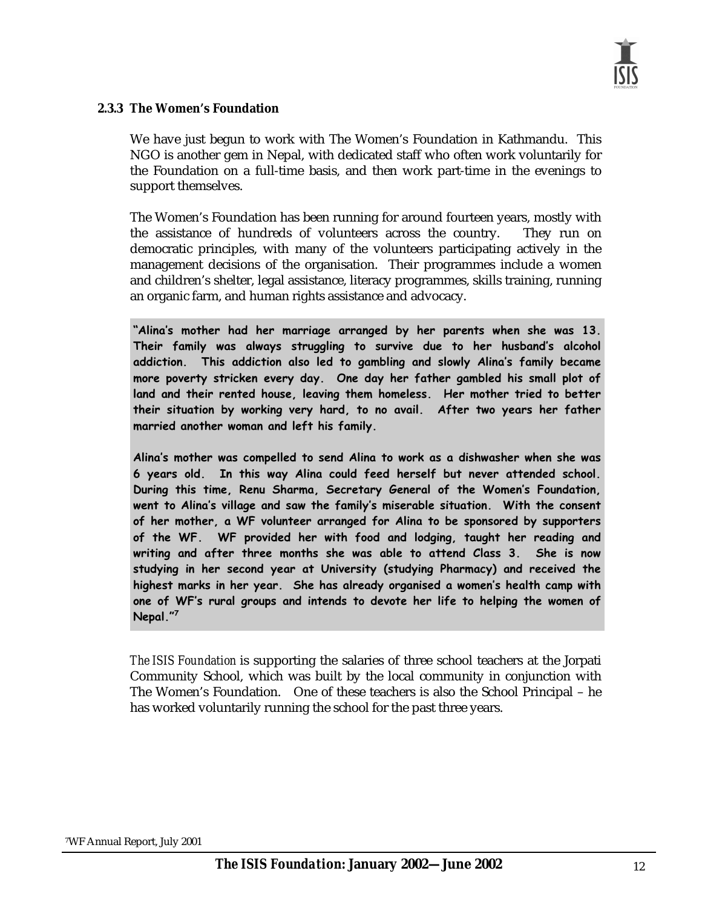### 2.3.3 The Women's Foundation

We have just begun to work with The Women's Foundation in Kathmandu. This NGO is another gem in Nepal, with dedicated staff who often work voluntarily for the Foundation on a full-time basis, and then work part-time in the evenings to support themselves.

The Women's Foundation has been running for around fourteen years, mostly with the assistance of hundreds of volunteers across the country. They run on democratic principles, with many of the volunteers participating actively in the management decisions of the organisation. Their programmes include a women and children's shelter, legal assistance, literacy programmes, skills training, running an organic farm, and human rights assistance and advocacy.

> **"Alina's mother had her marriage arranged by her parents when she was 13. Their family was always struggling to survive due to her husband's alcohol addiction. This addiction also led to gambling and slowly Alina's family became more poverty stricken every day. One day her father gambled his small plot of land and their rented house, leaving them homeless. Her mother tried to better their situation by working very hard, to no avail. After two years her father married another woman and left his family.**
>
> **Alina's mother was compelled to send Alina to work as a dishwasher when she was 6 years old. In this way Alina could feed herself but never attended school. During this time, Renu Sharma, Secretary General of the Women's Foundation, went to Alina's village and saw the family's miserable situation. With the consent of her mother, a WF volunteer arranged for Alina to be sponsored by supporters of the WF. WF provided her with food and lodging, taught her reading and writing and after three months she was able to attend Class 3. She is now studying in her second year at University (studying Pharmacy) and received the highest marks in her year. She has already organised a women's health camp with one of WF's rural groups and intends to devote her life to helping the women of Nepal."[7]**

*The ISIS Foundation* is supporting the salaries of three school teachers at the Jorpati Community School, which was built by the local community in conjunction with The Women's Foundation. One of these teachers is also the School Principal – he has worked voluntarily running the school for the past three years.

[7] WF Annual Report, July 2001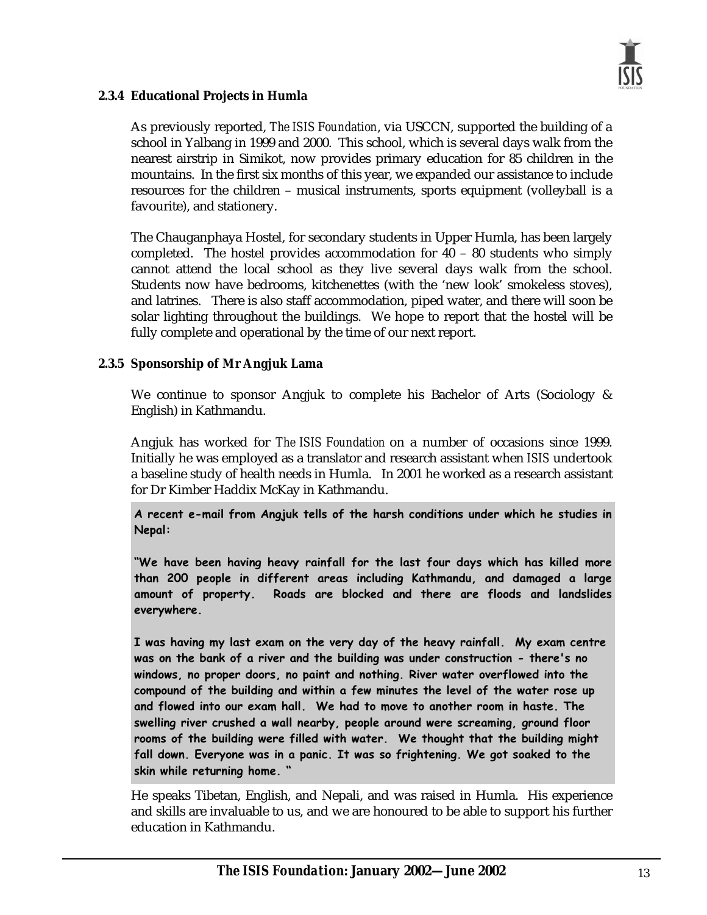### 2.3.4 Educational Projects in Humla

As previously reported, *The ISIS Foundation*, via USCCN, supported the building of a school in Yalbang in 1999 and 2000. This school, which is several days walk from the nearest airstrip in Simikot, now provides primary education for 85 children in the mountains. In the first six months of this year, we expanded our assistance to include resources for the children – musical instruments, sports equipment (volleyball is a favourite), and stationery.

The Chauganphaya Hostel, for secondary students in Upper Humla, has been largely completed. The hostel provides accommodation for 40 – 80 students who simply cannot attend the local school as they live several days walk from the school. Students now have bedrooms, kitchenettes (with the 'new look' smokeless stoves), and latrines. There is also staff accommodation, piped water, and there will soon be solar lighting throughout the buildings. We hope to report that the hostel will be fully complete and operational by the time of our next report.

### 2.3.5 Sponsorship of Mr Angjuk Lama

We continue to sponsor Angjuk to complete his Bachelor of Arts (Sociology & English) in Kathmandu.

Angjuk has worked for *The ISIS Foundation* on a number of occasions since 1999. Initially he was employed as a translator and research assistant when *ISIS* undertook a baseline study of health needs in Humla. In 2001 he worked as a research assistant for Dr Kimber Haddix McKay in Kathmandu.

> **A recent e-mail from Angjuk tells of the harsh conditions under which he studies in Nepal:**
>
> **"We have been having heavy rainfall for the last four days which has killed more than 200 people in different areas including Kathmandu, and damaged a large amount of property. Roads are blocked and there are floods and landslides everywhere.**
>
> **I was having my last exam on the very day of the heavy rainfall. My exam centre was on the bank of a river and the building was under construction - there's no windows, no proper doors, no paint and nothing. River water overflowed into the compound of the building and within a few minutes the level of the water rose up and flowed into our exam hall. We had to move to another room in haste. The swelling river crushed a wall nearby, people around were screaming, ground floor rooms of the building were filled with water. We thought that the building might fall down. Everyone was in a panic. It was so frightening. We got soaked to the skin while returning home. "**

He speaks Tibetan, English, and Nepali, and was raised in Humla. His experience and skills are invaluable to us, and we are honoured to be able to support his further education in Kathmandu.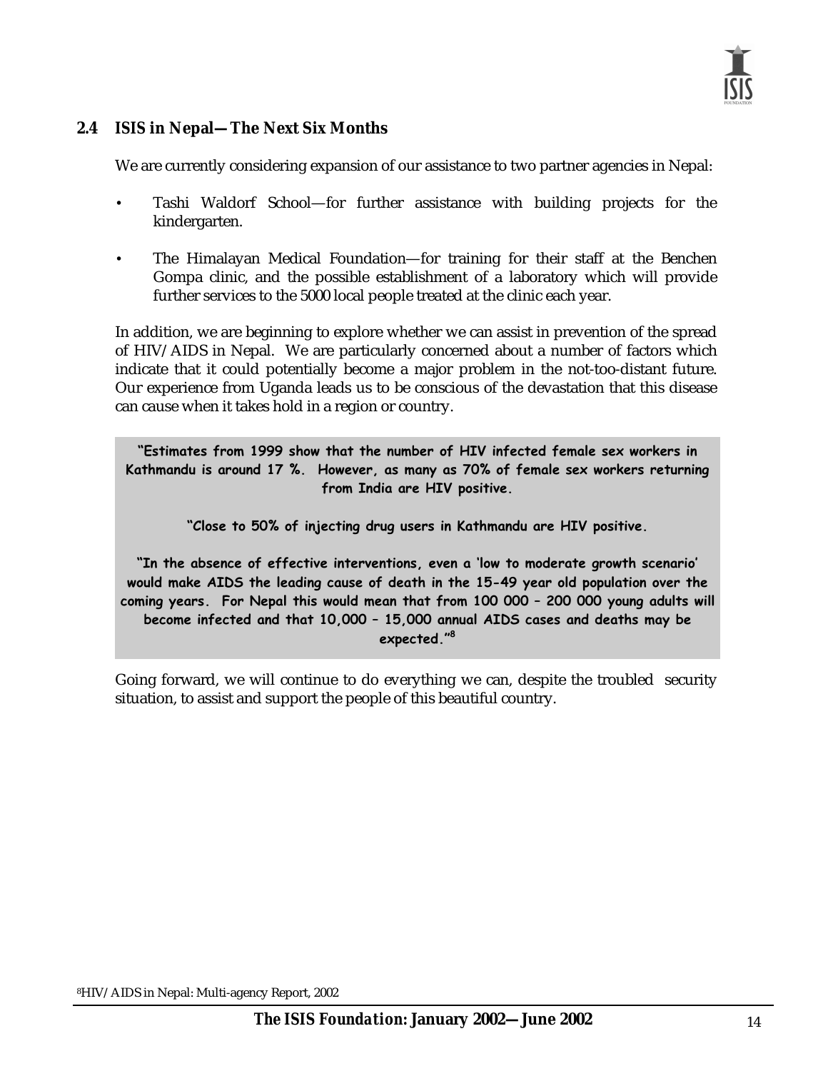## 2.4 ISIS in Nepal—The Next Six Months

We are currently considering expansion of our assistance to two partner agencies in Nepal:

- Tashi Waldorf School—for further assistance with building projects for the kindergarten.
- The Himalayan Medical Foundation—for training for their staff at the Benchen Gompa clinic, and the possible establishment of a laboratory which will provide further services to the 5000 local people treated at the clinic each year.

In addition, we are beginning to explore whether we can assist in prevention of the spread of HIV/AIDS in Nepal. We are particularly concerned about a number of factors which indicate that it could potentially become a major problem in the not-too-distant future. Our experience from Uganda leads us to be conscious of the devastation that this disease can cause when it takes hold in a region or country.

> **"Estimates from 1999 show that the number of HIV infected female sex workers in Kathmandu is around 17 %. However, as many as 70% of female sex workers returning from India are HIV positive.**
>
> **"Close to 50% of injecting drug users in Kathmandu are HIV positive.**
>
> **"In the absence of effective interventions, even a 'low to moderate growth scenario' would make AIDS the leading cause of death in the 15-49 year old population over the coming years. For Nepal this would mean that from 100 000 – 200 000 young adults will become infected and that 10,000 – 15,000 annual AIDS cases and deaths may be expected."[8]**

Going forward, we will continue to do everything we can, despite the troubled security situation, to assist and support the people of this beautiful country.

[8] HIV/AIDS in Nepal: Multi-agency Report, 2002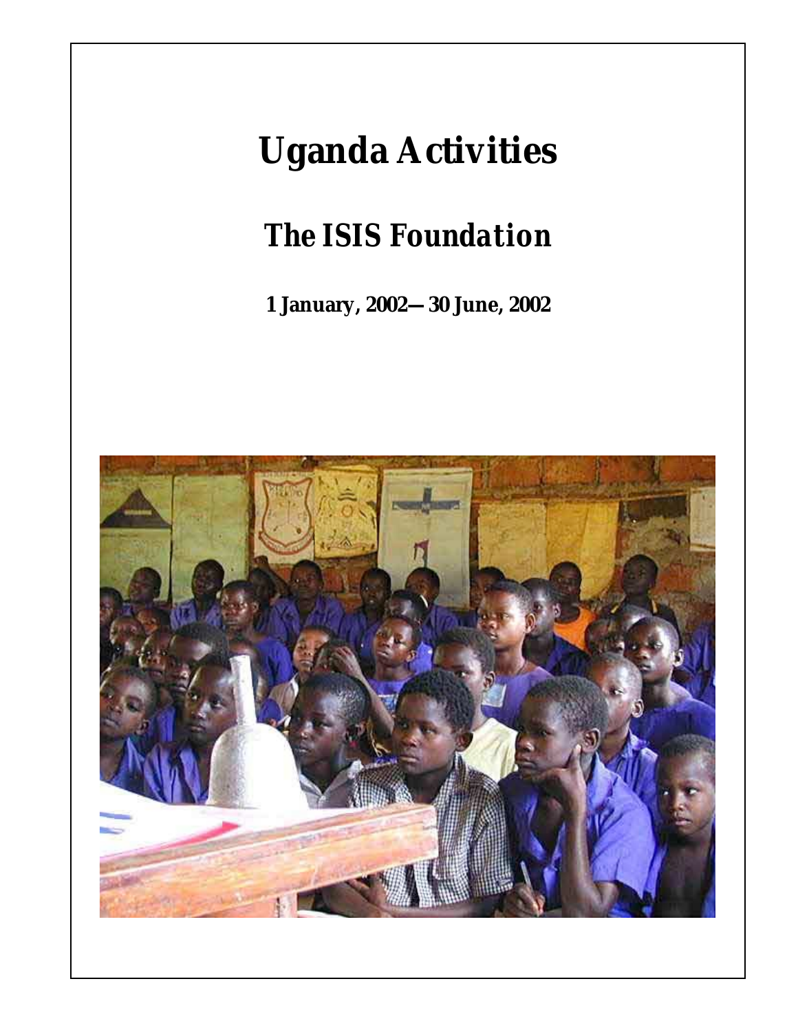# Uganda Activities

## The ISIS Foundation

**1 January, 2002—30 June, 2002**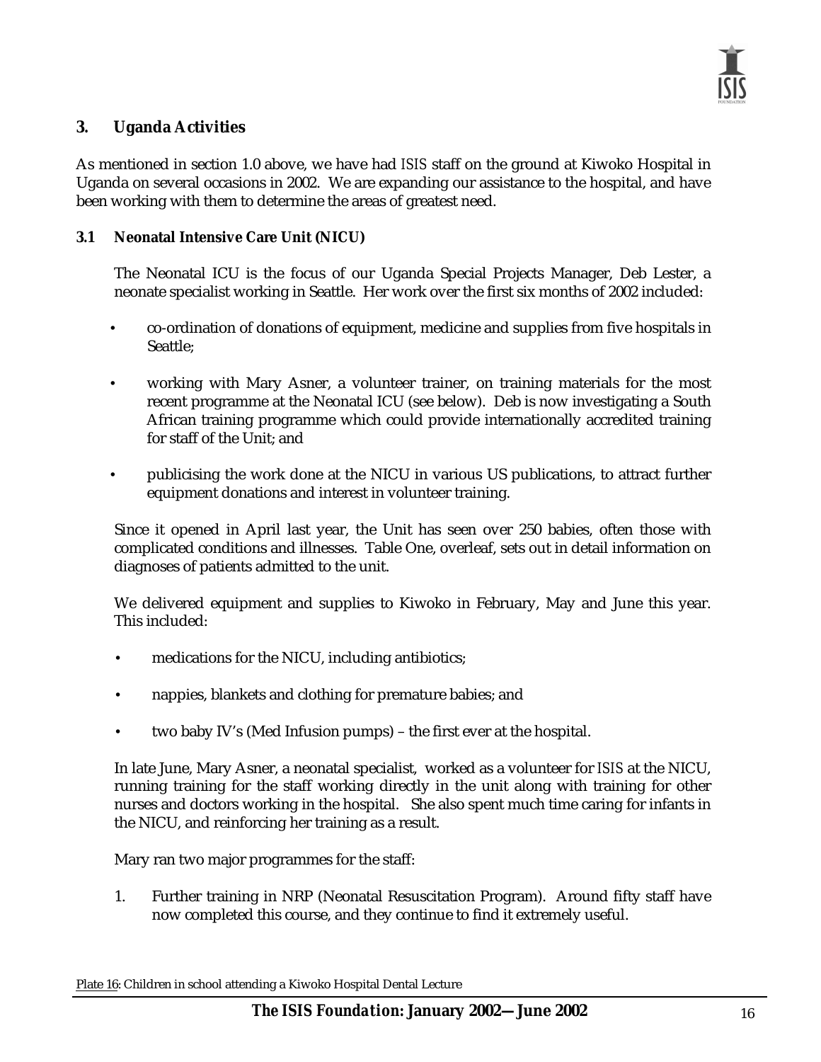## 3. Uganda Activities

As mentioned in section 1.0 above, we have had *ISIS* staff on the ground at Kiwoko Hospital in Uganda on several occasions in 2002. We are expanding our assistance to the hospital, and have been working with them to determine the areas of greatest need.

### 3.1 Neonatal Intensive Care Unit (NICU)

The Neonatal ICU is the focus of our Uganda Special Projects Manager, Deb Lester, a neonate specialist working in Seattle. Her work over the first six months of 2002 included:

- co-ordination of donations of equipment, medicine and supplies from five hospitals in Seattle;
- working with Mary Asner, a volunteer trainer, on training materials for the most recent programme at the Neonatal ICU (see below). Deb is now investigating a South African training programme which could provide internationally accredited training for staff of the Unit; and
- publicising the work done at the NICU in various US publications, to attract further equipment donations and interest in volunteer training.

Since it opened in April last year, the Unit has seen over 250 babies, often those with complicated conditions and illnesses. Table One, overleaf, sets out in detail information on diagnoses of patients admitted to the unit.

We delivered equipment and supplies to Kiwoko in February, May and June this year. This included:

- medications for the NICU, including antibiotics;
- nappies, blankets and clothing for premature babies; and
- two baby IV's (Med Infusion pumps) – the first ever at the hospital.

In late June, Mary Asner, a neonatal specialist, worked as a volunteer for *ISIS* at the NICU, running training for the staff working directly in the unit along with training for other nurses and doctors working in the hospital. She also spent much time caring for infants in the NICU, and reinforcing her training as a result.

Mary ran two major programmes for the staff:

1. Further training in NRP (Neonatal Resuscitation Program). Around fifty staff have now completed this course, and they continue to find it extremely useful.

Plate 16: Children in school attending a Kiwoko Hospital Dental Lecture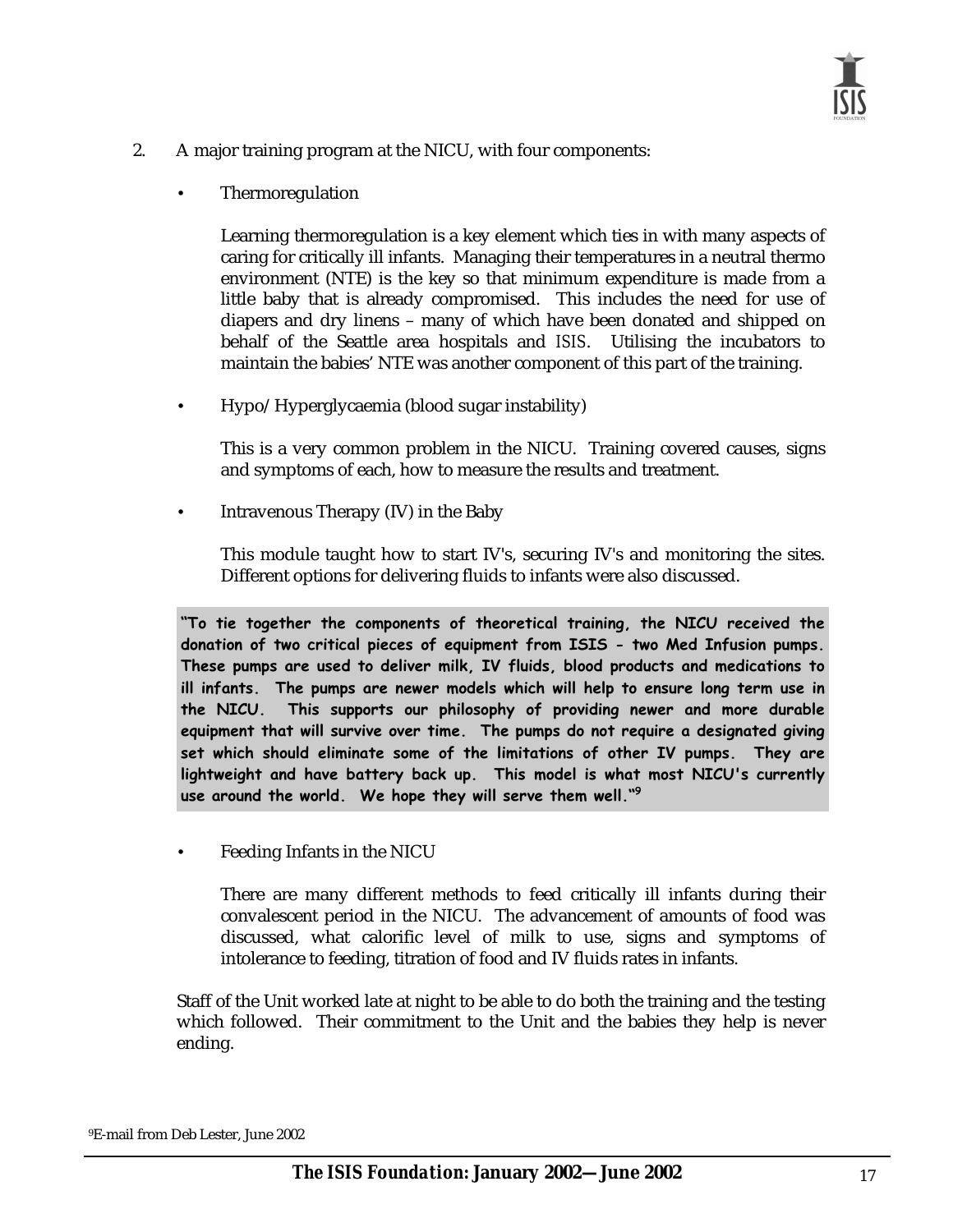2. A major training program at the NICU, with four components:

   - Thermoregulation

     Learning thermoregulation is a key element which ties in with many aspects of caring for critically ill infants. Managing their temperatures in a neutral thermo environment (NTE) is the key so that minimum expenditure is made from a little baby that is already compromised. This includes the need for use of diapers and dry linens – many of which have been donated and shipped on behalf of the Seattle area hospitals and ISIS. Utilising the incubators to maintain the babies' NTE was another component of this part of the training.

   - Hypo/Hyperglycaemia (blood sugar instability)

     This is a very common problem in the NICU. Training covered causes, signs and symptoms of each, how to measure the results and treatment.

   - Intravenous Therapy (IV) in the Baby

     This module taught how to start IV's, securing IV's and monitoring the sites. Different options for delivering fluids to infants were also discussed.

     **"To tie together the components of theoretical training, the NICU received the donation of two critical pieces of equipment from ISIS - two Med Infusion pumps. These pumps are used to deliver milk, IV fluids, blood products and medications to ill infants. The pumps are newer models which will help to ensure long term use in the NICU. This supports our philosophy of providing newer and more durable equipment that will survive over time. The pumps do not require a designated giving set which should eliminate some of the limitations of other IV pumps. They are lightweight and have battery back up. This model is what most NICU's currently use around the world. We hope they will serve them well."[9]**

   - Feeding Infants in the NICU

     There are many different methods to feed critically ill infants during their convalescent period in the NICU. The advancement of amounts of food was discussed, what calorific level of milk to use, signs and symptoms of intolerance to feeding, titration of food and IV fluids rates in infants.

   Staff of the Unit worked late at night to be able to do both the training and the testing which followed. Their commitment to the Unit and the babies they help is never ending.

[9] E-mail from Deb Lester, June 2002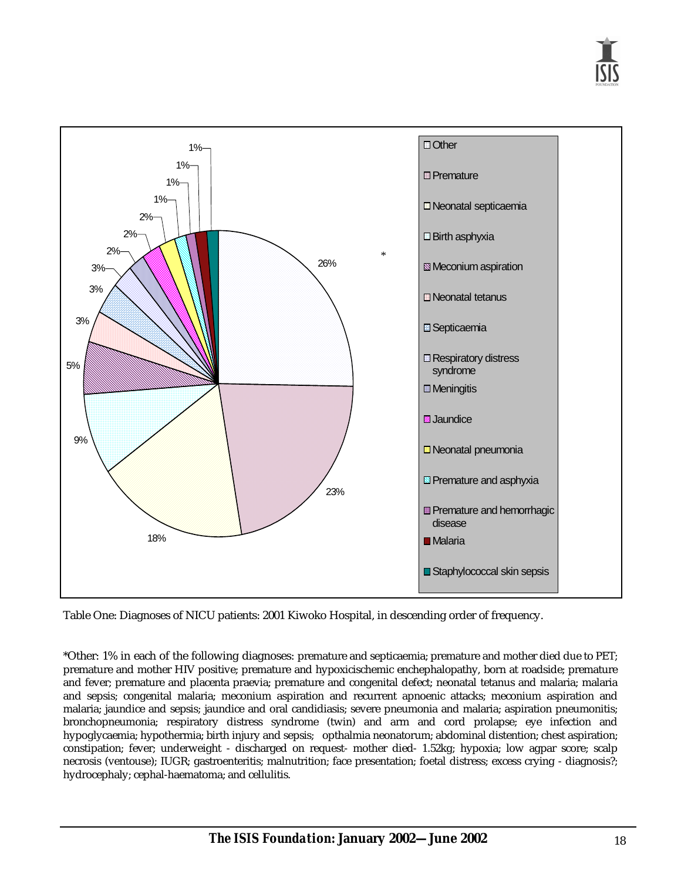| Diagnosis | % |
|---|---|
| Other* | 26% |
| Premature | 23% |
| Neonatal septicaemia | 18% |
| Birth asphyxia | 9% |
| Meconium aspiration | 5% |
| Neonatal tetanus | 3% |
| Septicaemia | 3% |
| Respiratory distress syndrome | 3% |
| Meningitis | 2% |
| Jaundice | 2% |
| Neonatal pneumonia | 2% |
| Premature and asphyxia | 1% |
| Premature and hemorrhagic disease | 1% |
| Malaria | 1% |
| Staphylococcal skin sepsis | 1% |

Table One: Diagnoses of NICU patients: 2001 Kiwoko Hospital, in descending order of frequency.

*Other: 1% in each of the following diagnoses: premature and septicaemia; premature and mother died due to PET; premature and mother HIV positive; premature and hypoxicischemic enchephalopathy, born at roadside; premature and fever; premature and placenta praevia; premature and congenital defect; neonatal tetanus and malaria; malaria and sepsis; congenital malaria; meconium aspiration and recurrent apnoenic attacks; meconium aspiration and malaria; jaundice and sepsis; jaundice and oral candidiasis; severe pneumonia and malaria; aspiration pneumonitis; bronchopneumonia; respiratory distress syndrome (twin) and arm and cord prolapse; eye infection and hypoglycaemia; hypothermia; birth injury and sepsis; opthalmia neonatorum; abdominal distention; chest aspiration; constipation; fever; underweight - discharged on request- mother died- 1.52kg; hypoxia; low agpar score; scalp necrosis (ventouse); IUGR; gastroenteritis; malnutrition; face presentation; foetal distress; excess crying - diagnosis?; hydrocephaly; cephal-haematoma; and cellulitis.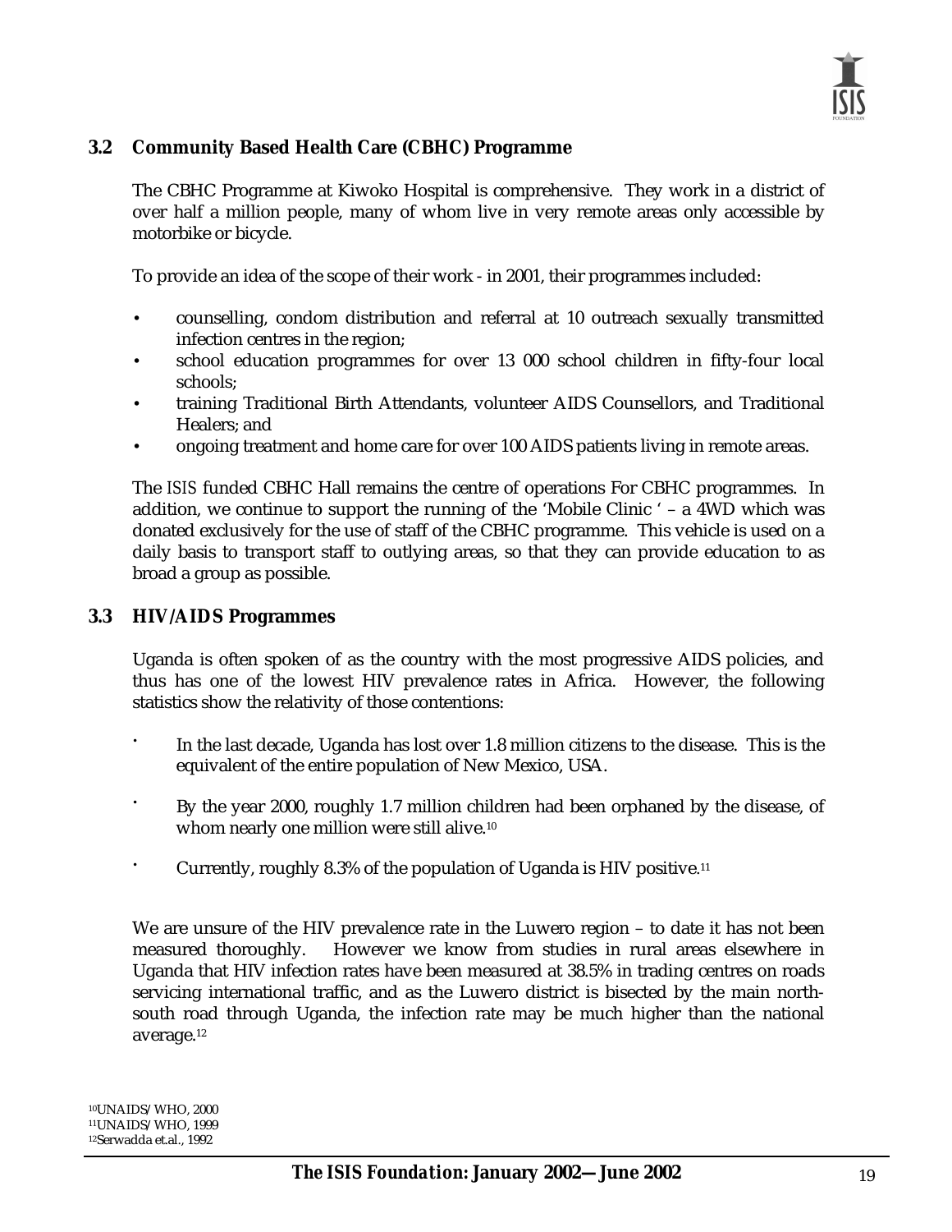## 3.2 Community Based Health Care (CBHC) Programme

The CBHC Programme at Kiwoko Hospital is comprehensive. They work in a district of over half a million people, many of whom live in very remote areas only accessible by motorbike or bicycle.

To provide an idea of the scope of their work - in 2001, their programmes included:

- counselling, condom distribution and referral at 10 outreach sexually transmitted infection centres in the region;
- school education programmes for over 13 000 school children in fifty-four local schools;
- training Traditional Birth Attendants, volunteer AIDS Counsellors, and Traditional Healers; and
- ongoing treatment and home care for over 100 AIDS patients living in remote areas.

The ISIS funded CBHC Hall remains the centre of operations For CBHC programmes. In addition, we continue to support the running of the 'Mobile Clinic ' – a 4WD which was donated exclusively for the use of staff of the CBHC programme. This vehicle is used on a daily basis to transport staff to outlying areas, so that they can provide education to as broad a group as possible.

## 3.3 HIV/AIDS Programmes

Uganda is often spoken of as the country with the most progressive AIDS policies, and thus has one of the lowest HIV prevalence rates in Africa. However, the following statistics show the relativity of those contentions:

- In the last decade, Uganda has lost over 1.8 million citizens to the disease. This is the equivalent of the entire population of New Mexico, USA.
- By the year 2000, roughly 1.7 million children had been orphaned by the disease, of whom nearly one million were still alive.[10]
- Currently, roughly 8.3% of the population of Uganda is HIV positive.[11]

We are unsure of the HIV prevalence rate in the Luwero region – to date it has not been measured thoroughly. However we know from studies in rural areas elsewhere in Uganda that HIV infection rates have been measured at 38.5% in trading centres on roads servicing international traffic, and as the Luwero district is bisected by the main north-south road through Uganda, the infection rate may be much higher than the national average.[12]

[10] UNAIDS/WHO, 2000
[11] UNAIDS/WHO, 1999
[12] Serwadda et.al., 1992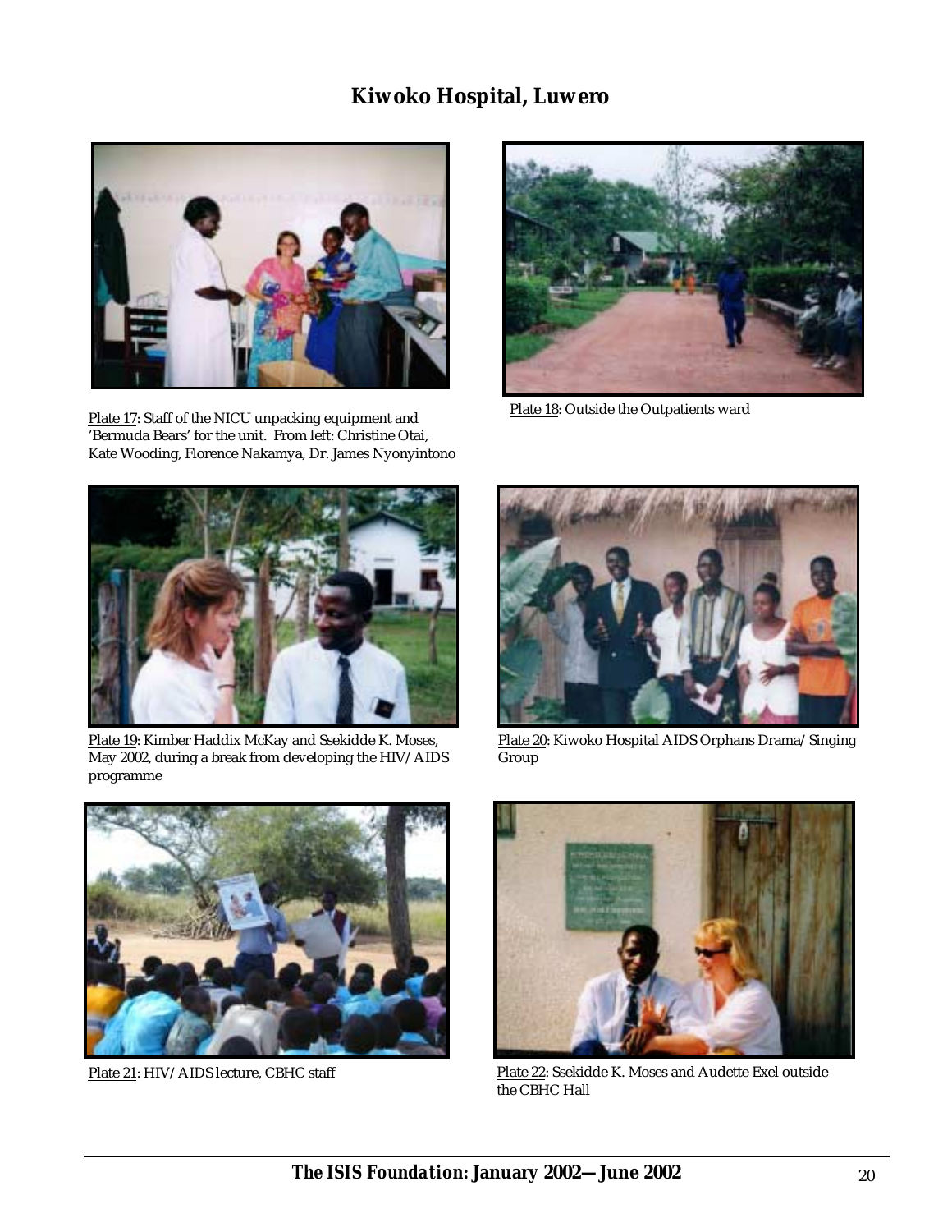## Kiwoko Hospital, Luwero

Plate 17: Staff of the NICU unpacking equipment and 'Bermuda Bears' for the unit. From left: Christine Otai, Kate Wooding, Florence Nakamya, Dr. James Nyonyintono

Plate 18: Outside the Outpatients ward

Plate 19: Kimber Haddix McKay and Ssekidde K. Moses, May 2002, during a break from developing the HIV/AIDS programme

Plate 20: Kiwoko Hospital AIDS Orphans Drama/Singing Group

Plate 21: HIV/AIDS lecture, CBHC staff

Plate 22: Ssekidde K. Moses and Audette Exel outside the CBHC Hall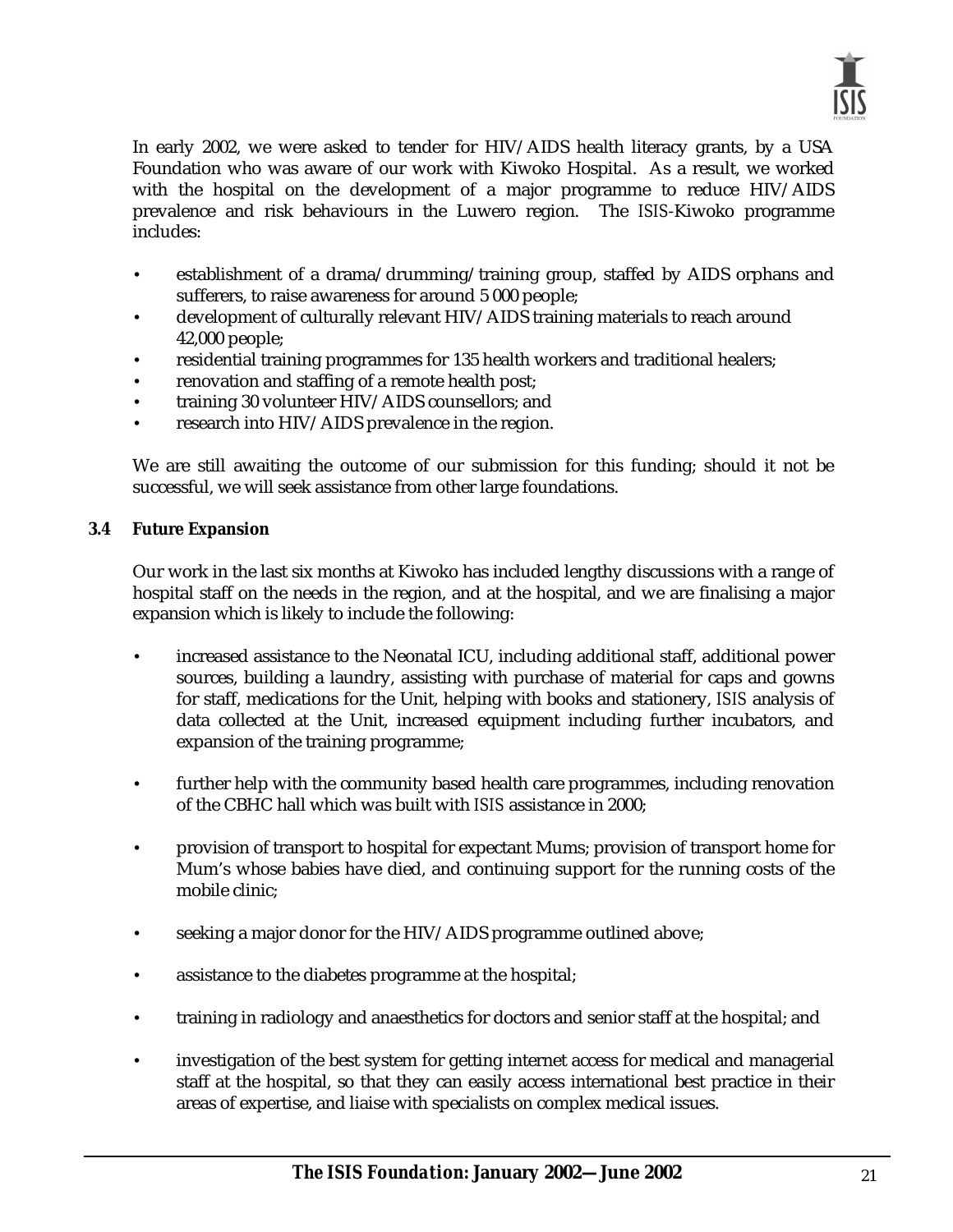In early 2002, we were asked to tender for HIV/AIDS health literacy grants, by a USA Foundation who was aware of our work with Kiwoko Hospital. As a result, we worked with the hospital on the development of a major programme to reduce HIV/AIDS prevalence and risk behaviours in the Luwero region. The ISIS-Kiwoko programme includes:

- establishment of a drama/drumming/training group, staffed by AIDS orphans and sufferers, to raise awareness for around 5 000 people;
- development of culturally relevant HIV/AIDS training materials to reach around 42,000 people;
- residential training programmes for 135 health workers and traditional healers;
- renovation and staffing of a remote health post;
- training 30 volunteer HIV/AIDS counsellors; and
- research into HIV/AIDS prevalence in the region.

We are still awaiting the outcome of our submission for this funding; should it not be successful, we will seek assistance from other large foundations.

### 3.4 Future Expansion

Our work in the last six months at Kiwoko has included lengthy discussions with a range of hospital staff on the needs in the region, and at the hospital, and we are finalising a major expansion which is likely to include the following:

- increased assistance to the Neonatal ICU, including additional staff, additional power sources, building a laundry, assisting with purchase of material for caps and gowns for staff, medications for the Unit, helping with books and stationery, ISIS analysis of data collected at the Unit, increased equipment including further incubators, and expansion of the training programme;

- further help with the community based health care programmes, including renovation of the CBHC hall which was built with ISIS assistance in 2000;

- provision of transport to hospital for expectant Mums; provision of transport home for Mum's whose babies have died, and continuing support for the running costs of the mobile clinic;

- seeking a major donor for the HIV/AIDS programme outlined above;

- assistance to the diabetes programme at the hospital;

- training in radiology and anaesthetics for doctors and senior staff at the hospital; and

- investigation of the best system for getting internet access for medical and managerial staff at the hospital, so that they can easily access international best practice in their areas of expertise, and liaise with specialists on complex medical issues.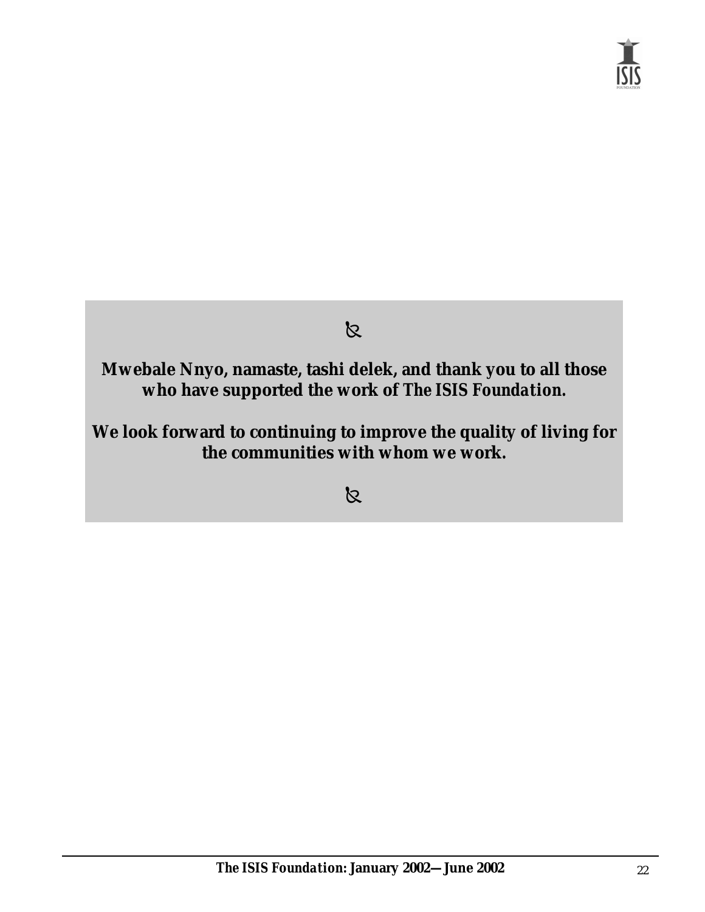ဓ

**Mwebale Nnyo, namaste, tashi delek, and thank you to all those who have supported the work of *The ISIS Foundation.***

**We look forward to continuing to improve the quality of living for the communities with whom we work.**

ဓ